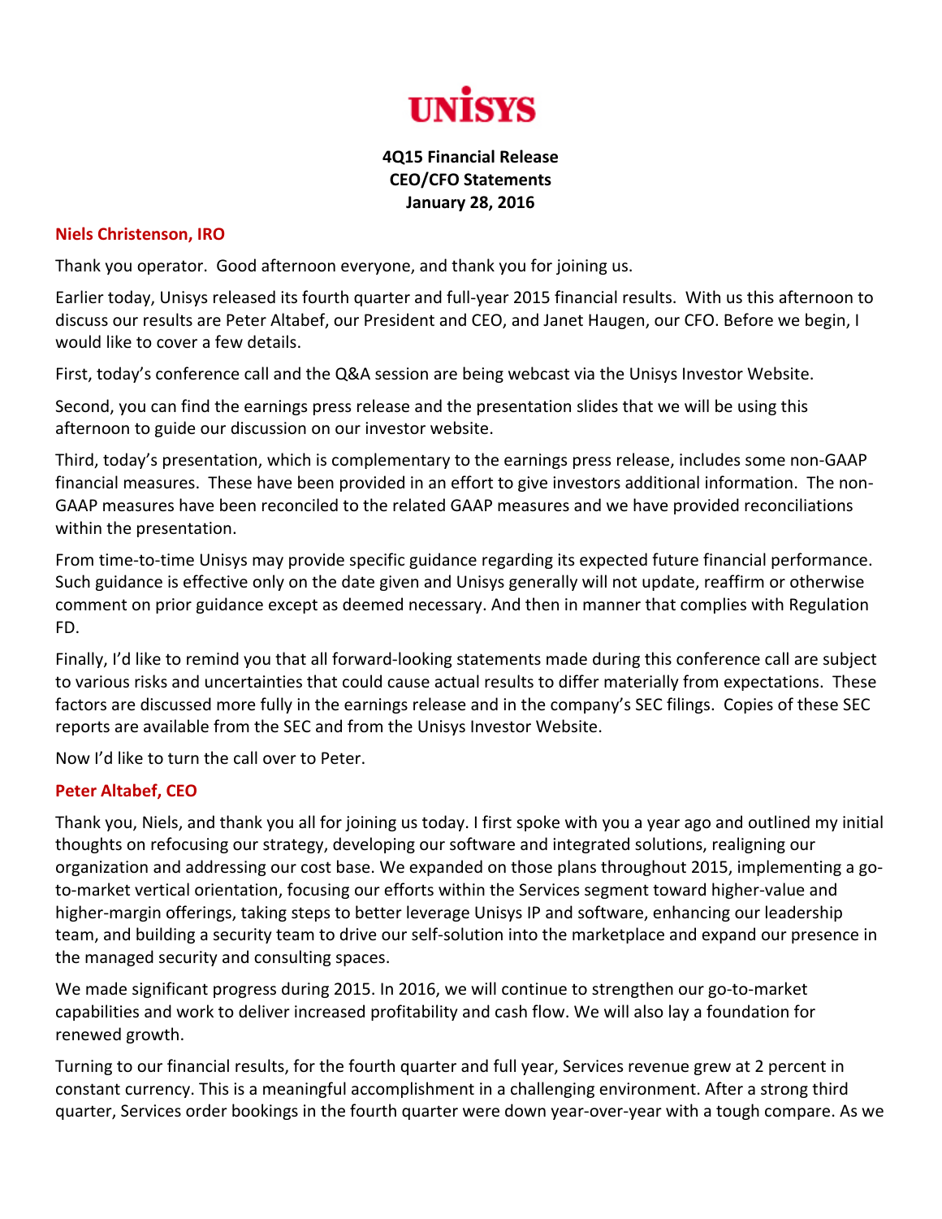**UNISYS**

**4Q15 Financial Release**
**CEO/CFO Statements**
**January 28, 2016**

**Niels Christenson, IRO**

Thank you operator. Good afternoon everyone, and thank you for joining us.

Earlier today, Unisys released its fourth quarter and full-year 2015 financial results. With us this afternoon to discuss our results are Peter Altabef, our President and CEO, and Janet Haugen, our CFO. Before we begin, I would like to cover a few details.

First, today's conference call and the Q&A session are being webcast via the Unisys Investor Website.

Second, you can find the earnings press release and the presentation slides that we will be using this afternoon to guide our discussion on our investor website.

Third, today's presentation, which is complementary to the earnings press release, includes some non-GAAP financial measures. These have been provided in an effort to give investors additional information. The non-GAAP measures have been reconciled to the related GAAP measures and we have provided reconciliations within the presentation.

From time-to-time Unisys may provide specific guidance regarding its expected future financial performance. Such guidance is effective only on the date given and Unisys generally will not update, reaffirm or otherwise comment on prior guidance except as deemed necessary. And then in manner that complies with Regulation FD.

Finally, I'd like to remind you that all forward-looking statements made during this conference call are subject to various risks and uncertainties that could cause actual results to differ materially from expectations. These factors are discussed more fully in the earnings release and in the company's SEC filings. Copies of these SEC reports are available from the SEC and from the Unisys Investor Website.

Now I'd like to turn the call over to Peter.

**Peter Altabef, CEO**

Thank you, Niels, and thank you all for joining us today. I first spoke with you a year ago and outlined my initial thoughts on refocusing our strategy, developing our software and integrated solutions, realigning our organization and addressing our cost base. We expanded on those plans throughout 2015, implementing a go-to-market vertical orientation, focusing our efforts within the Services segment toward higher-value and higher-margin offerings, taking steps to better leverage Unisys IP and software, enhancing our leadership team, and building a security team to drive our self-solution into the marketplace and expand our presence in the managed security and consulting spaces.

We made significant progress during 2015. In 2016, we will continue to strengthen our go-to-market capabilities and work to deliver increased profitability and cash flow. We will also lay a foundation for renewed growth.

Turning to our financial results, for the fourth quarter and full year, Services revenue grew at 2 percent in constant currency. This is a meaningful accomplishment in a challenging environment. After a strong third quarter, Services order bookings in the fourth quarter were down year-over-year with a tough compare. As we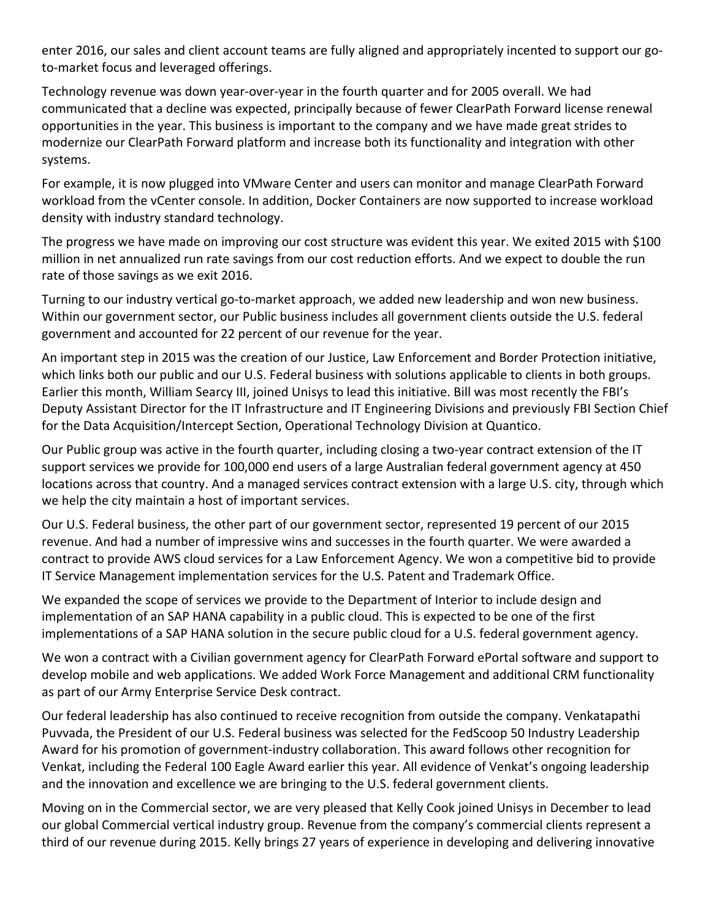enter 2016, our sales and client account teams are fully aligned and appropriately incented to support our go-to-market focus and leveraged offerings.

Technology revenue was down year-over-year in the fourth quarter and for 2005 overall. We had communicated that a decline was expected, principally because of fewer ClearPath Forward license renewal opportunities in the year. This business is important to the company and we have made great strides to modernize our ClearPath Forward platform and increase both its functionality and integration with other systems.

For example, it is now plugged into VMware Center and users can monitor and manage ClearPath Forward workload from the vCenter console. In addition, Docker Containers are now supported to increase workload density with industry standard technology.

The progress we have made on improving our cost structure was evident this year. We exited 2015 with $100 million in net annualized run rate savings from our cost reduction efforts. And we expect to double the run rate of those savings as we exit 2016.

Turning to our industry vertical go-to-market approach, we added new leadership and won new business. Within our government sector, our Public business includes all government clients outside the U.S. federal government and accounted for 22 percent of our revenue for the year.

An important step in 2015 was the creation of our Justice, Law Enforcement and Border Protection initiative, which links both our public and our U.S. Federal business with solutions applicable to clients in both groups. Earlier this month, William Searcy III, joined Unisys to lead this initiative. Bill was most recently the FBI's Deputy Assistant Director for the IT Infrastructure and IT Engineering Divisions and previously FBI Section Chief for the Data Acquisition/Intercept Section, Operational Technology Division at Quantico.

Our Public group was active in the fourth quarter, including closing a two-year contract extension of the IT support services we provide for 100,000 end users of a large Australian federal government agency at 450 locations across that country. And a managed services contract extension with a large U.S. city, through which we help the city maintain a host of important services.

Our U.S. Federal business, the other part of our government sector, represented 19 percent of our 2015 revenue. And had a number of impressive wins and successes in the fourth quarter. We were awarded a contract to provide AWS cloud services for a Law Enforcement Agency. We won a competitive bid to provide IT Service Management implementation services for the U.S. Patent and Trademark Office.

We expanded the scope of services we provide to the Department of Interior to include design and implementation of an SAP HANA capability in a public cloud. This is expected to be one of the first implementations of a SAP HANA solution in the secure public cloud for a U.S. federal government agency.

We won a contract with a Civilian government agency for ClearPath Forward ePortal software and support to develop mobile and web applications. We added Work Force Management and additional CRM functionality as part of our Army Enterprise Service Desk contract.

Our federal leadership has also continued to receive recognition from outside the company. Venkatapathi Puvvada, the President of our U.S. Federal business was selected for the FedScoop 50 Industry Leadership Award for his promotion of government-industry collaboration. This award follows other recognition for Venkat, including the Federal 100 Eagle Award earlier this year. All evidence of Venkat's ongoing leadership and the innovation and excellence we are bringing to the U.S. federal government clients.

Moving on in the Commercial sector, we are very pleased that Kelly Cook joined Unisys in December to lead our global Commercial vertical industry group. Revenue from the company's commercial clients represent a third of our revenue during 2015. Kelly brings 27 years of experience in developing and delivering innovative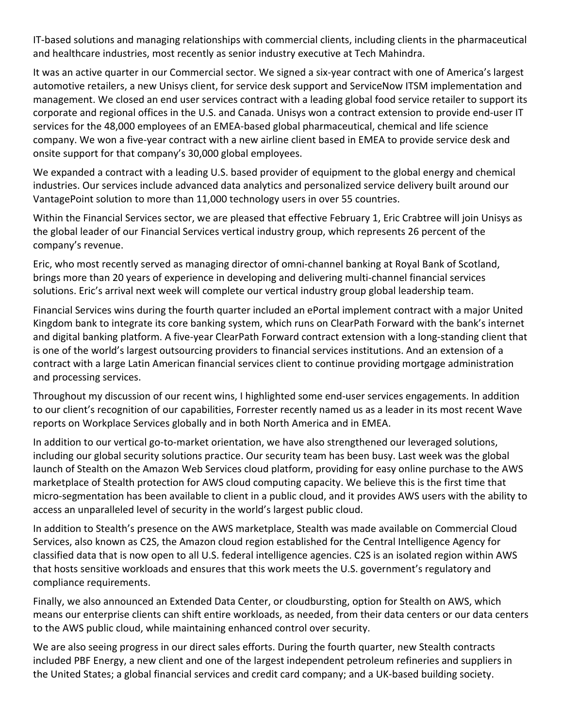IT-based solutions and managing relationships with commercial clients, including clients in the pharmaceutical and healthcare industries, most recently as senior industry executive at Tech Mahindra.

It was an active quarter in our Commercial sector. We signed a six-year contract with one of America's largest automotive retailers, a new Unisys client, for service desk support and ServiceNow ITSM implementation and management. We closed an end user services contract with a leading global food service retailer to support its corporate and regional offices in the U.S. and Canada. Unisys won a contract extension to provide end-user IT services for the 48,000 employees of an EMEA-based global pharmaceutical, chemical and life science company. We won a five-year contract with a new airline client based in EMEA to provide service desk and onsite support for that company's 30,000 global employees.

We expanded a contract with a leading U.S. based provider of equipment to the global energy and chemical industries. Our services include advanced data analytics and personalized service delivery built around our VantagePoint solution to more than 11,000 technology users in over 55 countries.

Within the Financial Services sector, we are pleased that effective February 1, Eric Crabtree will join Unisys as the global leader of our Financial Services vertical industry group, which represents 26 percent of the company's revenue.

Eric, who most recently served as managing director of omni-channel banking at Royal Bank of Scotland, brings more than 20 years of experience in developing and delivering multi-channel financial services solutions. Eric's arrival next week will complete our vertical industry group global leadership team.

Financial Services wins during the fourth quarter included an ePortal implement contract with a major United Kingdom bank to integrate its core banking system, which runs on ClearPath Forward with the bank's internet and digital banking platform. A five-year ClearPath Forward contract extension with a long-standing client that is one of the world's largest outsourcing providers to financial services institutions. And an extension of a contract with a large Latin American financial services client to continue providing mortgage administration and processing services.

Throughout my discussion of our recent wins, I highlighted some end-user services engagements. In addition to our client's recognition of our capabilities, Forrester recently named us as a leader in its most recent Wave reports on Workplace Services globally and in both North America and in EMEA.

In addition to our vertical go-to-market orientation, we have also strengthened our leveraged solutions, including our global security solutions practice. Our security team has been busy. Last week was the global launch of Stealth on the Amazon Web Services cloud platform, providing for easy online purchase to the AWS marketplace of Stealth protection for AWS cloud computing capacity. We believe this is the first time that micro-segmentation has been available to client in a public cloud, and it provides AWS users with the ability to access an unparalleled level of security in the world's largest public cloud.

In addition to Stealth's presence on the AWS marketplace, Stealth was made available on Commercial Cloud Services, also known as C2S, the Amazon cloud region established for the Central Intelligence Agency for classified data that is now open to all U.S. federal intelligence agencies. C2S is an isolated region within AWS that hosts sensitive workloads and ensures that this work meets the U.S. government's regulatory and compliance requirements.

Finally, we also announced an Extended Data Center, or cloudbursting, option for Stealth on AWS, which means our enterprise clients can shift entire workloads, as needed, from their data centers or our data centers to the AWS public cloud, while maintaining enhanced control over security.

We are also seeing progress in our direct sales efforts. During the fourth quarter, new Stealth contracts included PBF Energy, a new client and one of the largest independent petroleum refineries and suppliers in the United States; a global financial services and credit card company; and a UK-based building society.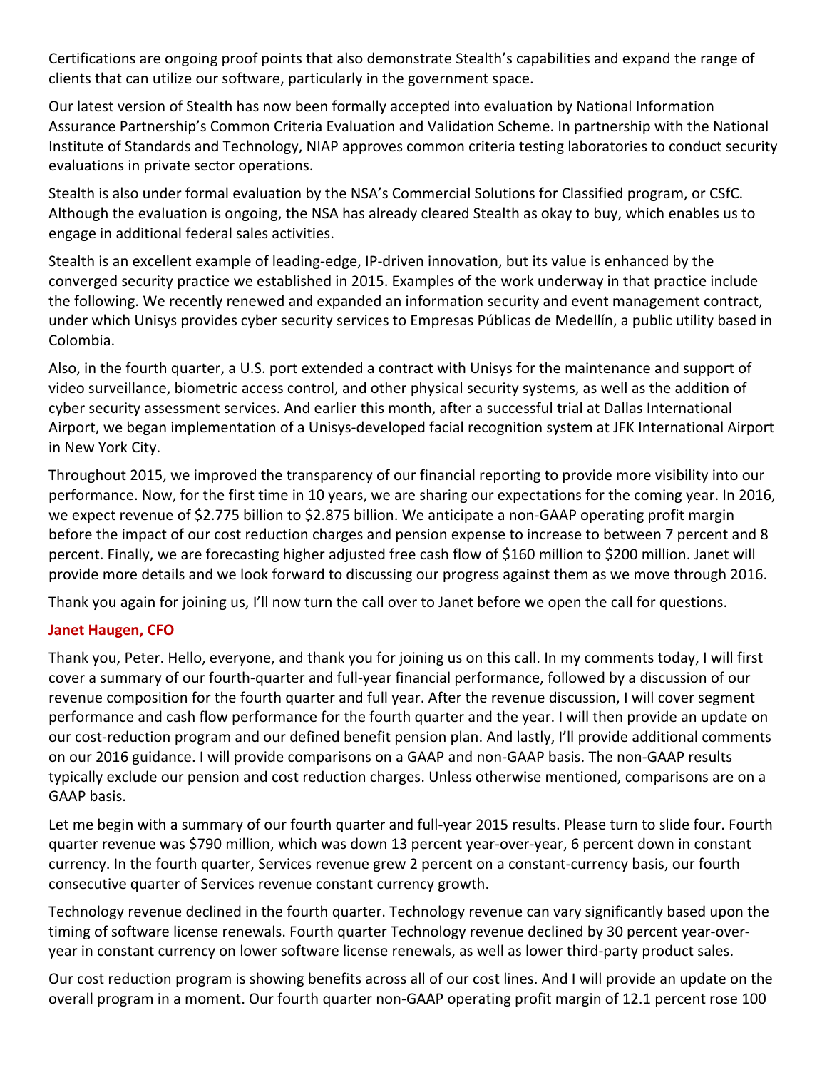Certifications are ongoing proof points that also demonstrate Stealth's capabilities and expand the range of clients that can utilize our software, particularly in the government space.

Our latest version of Stealth has now been formally accepted into evaluation by National Information Assurance Partnership's Common Criteria Evaluation and Validation Scheme. In partnership with the National Institute of Standards and Technology, NIAP approves common criteria testing laboratories to conduct security evaluations in private sector operations.

Stealth is also under formal evaluation by the NSA's Commercial Solutions for Classified program, or CSfC. Although the evaluation is ongoing, the NSA has already cleared Stealth as okay to buy, which enables us to engage in additional federal sales activities.

Stealth is an excellent example of leading-edge, IP-driven innovation, but its value is enhanced by the converged security practice we established in 2015. Examples of the work underway in that practice include the following. We recently renewed and expanded an information security and event management contract, under which Unisys provides cyber security services to Empresas Públicas de Medellín, a public utility based in Colombia.

Also, in the fourth quarter, a U.S. port extended a contract with Unisys for the maintenance and support of video surveillance, biometric access control, and other physical security systems, as well as the addition of cyber security assessment services. And earlier this month, after a successful trial at Dallas International Airport, we began implementation of a Unisys-developed facial recognition system at JFK International Airport in New York City.

Throughout 2015, we improved the transparency of our financial reporting to provide more visibility into our performance. Now, for the first time in 10 years, we are sharing our expectations for the coming year. In 2016, we expect revenue of $2.775 billion to $2.875 billion. We anticipate a non-GAAP operating profit margin before the impact of our cost reduction charges and pension expense to increase to between 7 percent and 8 percent. Finally, we are forecasting higher adjusted free cash flow of $160 million to $200 million. Janet will provide more details and we look forward to discussing our progress against them as we move through 2016.

Thank you again for joining us, I'll now turn the call over to Janet before we open the call for questions.

**Janet Haugen, CFO**

Thank you, Peter. Hello, everyone, and thank you for joining us on this call. In my comments today, I will first cover a summary of our fourth-quarter and full-year financial performance, followed by a discussion of our revenue composition for the fourth quarter and full year. After the revenue discussion, I will cover segment performance and cash flow performance for the fourth quarter and the year. I will then provide an update on our cost-reduction program and our defined benefit pension plan. And lastly, I'll provide additional comments on our 2016 guidance. I will provide comparisons on a GAAP and non-GAAP basis. The non-GAAP results typically exclude our pension and cost reduction charges. Unless otherwise mentioned, comparisons are on a GAAP basis.

Let me begin with a summary of our fourth quarter and full-year 2015 results. Please turn to slide four. Fourth quarter revenue was $790 million, which was down 13 percent year-over-year, 6 percent down in constant currency. In the fourth quarter, Services revenue grew 2 percent on a constant-currency basis, our fourth consecutive quarter of Services revenue constant currency growth.

Technology revenue declined in the fourth quarter. Technology revenue can vary significantly based upon the timing of software license renewals. Fourth quarter Technology revenue declined by 30 percent year-over-year in constant currency on lower software license renewals, as well as lower third-party product sales.

Our cost reduction program is showing benefits across all of our cost lines. And I will provide an update on the overall program in a moment. Our fourth quarter non-GAAP operating profit margin of 12.1 percent rose 100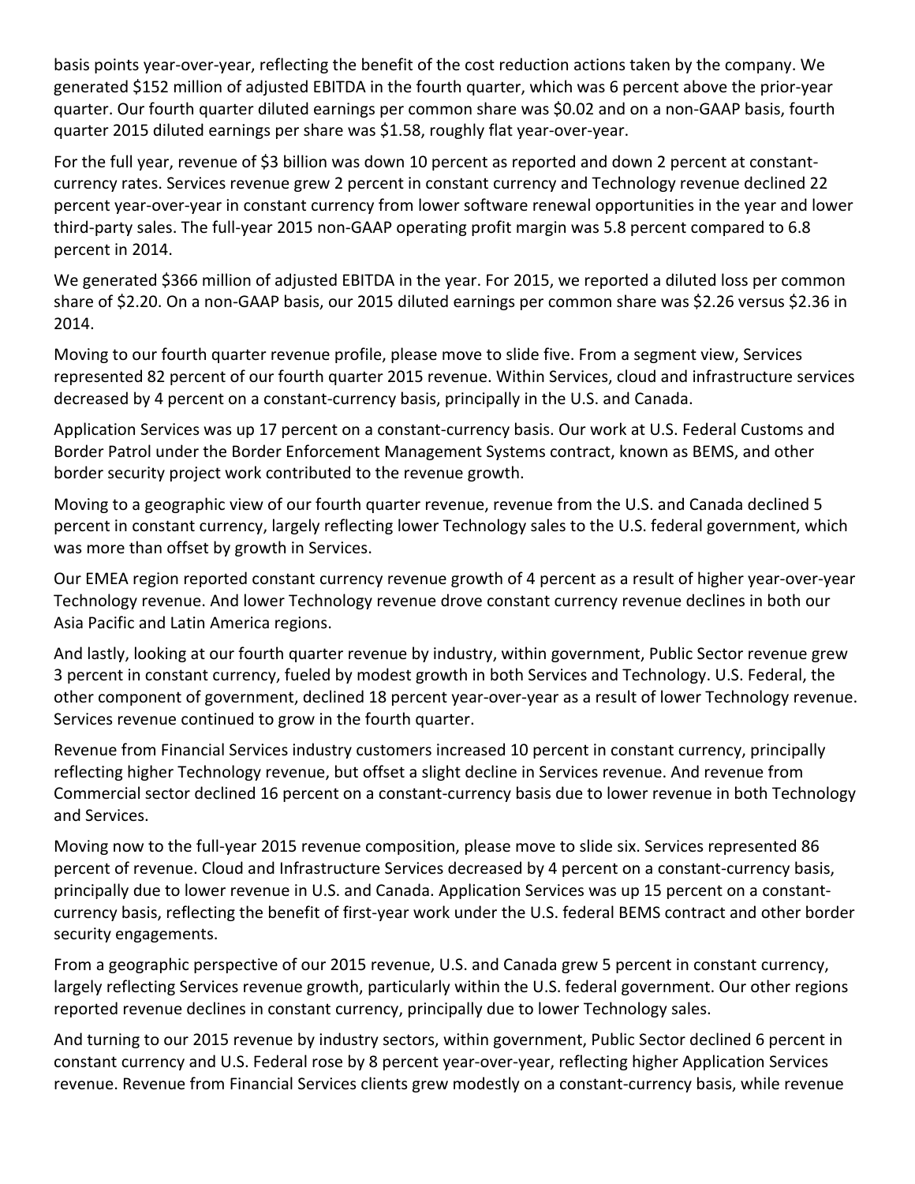basis points year-over-year, reflecting the benefit of the cost reduction actions taken by the company. We generated $152 million of adjusted EBITDA in the fourth quarter, which was 6 percent above the prior-year quarter. Our fourth quarter diluted earnings per common share was $0.02 and on a non-GAAP basis, fourth quarter 2015 diluted earnings per share was $1.58, roughly flat year-over-year.

For the full year, revenue of $3 billion was down 10 percent as reported and down 2 percent at constant-currency rates. Services revenue grew 2 percent in constant currency and Technology revenue declined 22 percent year-over-year in constant currency from lower software renewal opportunities in the year and lower third-party sales. The full-year 2015 non-GAAP operating profit margin was 5.8 percent compared to 6.8 percent in 2014.

We generated $366 million of adjusted EBITDA in the year. For 2015, we reported a diluted loss per common share of $2.20. On a non-GAAP basis, our 2015 diluted earnings per common share was $2.26 versus $2.36 in 2014.

Moving to our fourth quarter revenue profile, please move to slide five. From a segment view, Services represented 82 percent of our fourth quarter 2015 revenue. Within Services, cloud and infrastructure services decreased by 4 percent on a constant-currency basis, principally in the U.S. and Canada.

Application Services was up 17 percent on a constant-currency basis. Our work at U.S. Federal Customs and Border Patrol under the Border Enforcement Management Systems contract, known as BEMS, and other border security project work contributed to the revenue growth.

Moving to a geographic view of our fourth quarter revenue, revenue from the U.S. and Canada declined 5 percent in constant currency, largely reflecting lower Technology sales to the U.S. federal government, which was more than offset by growth in Services.

Our EMEA region reported constant currency revenue growth of 4 percent as a result of higher year-over-year Technology revenue. And lower Technology revenue drove constant currency revenue declines in both our Asia Pacific and Latin America regions.

And lastly, looking at our fourth quarter revenue by industry, within government, Public Sector revenue grew 3 percent in constant currency, fueled by modest growth in both Services and Technology. U.S. Federal, the other component of government, declined 18 percent year-over-year as a result of lower Technology revenue. Services revenue continued to grow in the fourth quarter.

Revenue from Financial Services industry customers increased 10 percent in constant currency, principally reflecting higher Technology revenue, but offset a slight decline in Services revenue. And revenue from Commercial sector declined 16 percent on a constant-currency basis due to lower revenue in both Technology and Services.

Moving now to the full-year 2015 revenue composition, please move to slide six. Services represented 86 percent of revenue. Cloud and Infrastructure Services decreased by 4 percent on a constant-currency basis, principally due to lower revenue in U.S. and Canada. Application Services was up 15 percent on a constant-currency basis, reflecting the benefit of first-year work under the U.S. federal BEMS contract and other border security engagements.

From a geographic perspective of our 2015 revenue, U.S. and Canada grew 5 percent in constant currency, largely reflecting Services revenue growth, particularly within the U.S. federal government. Our other regions reported revenue declines in constant currency, principally due to lower Technology sales.

And turning to our 2015 revenue by industry sectors, within government, Public Sector declined 6 percent in constant currency and U.S. Federal rose by 8 percent year-over-year, reflecting higher Application Services revenue. Revenue from Financial Services clients grew modestly on a constant-currency basis, while revenue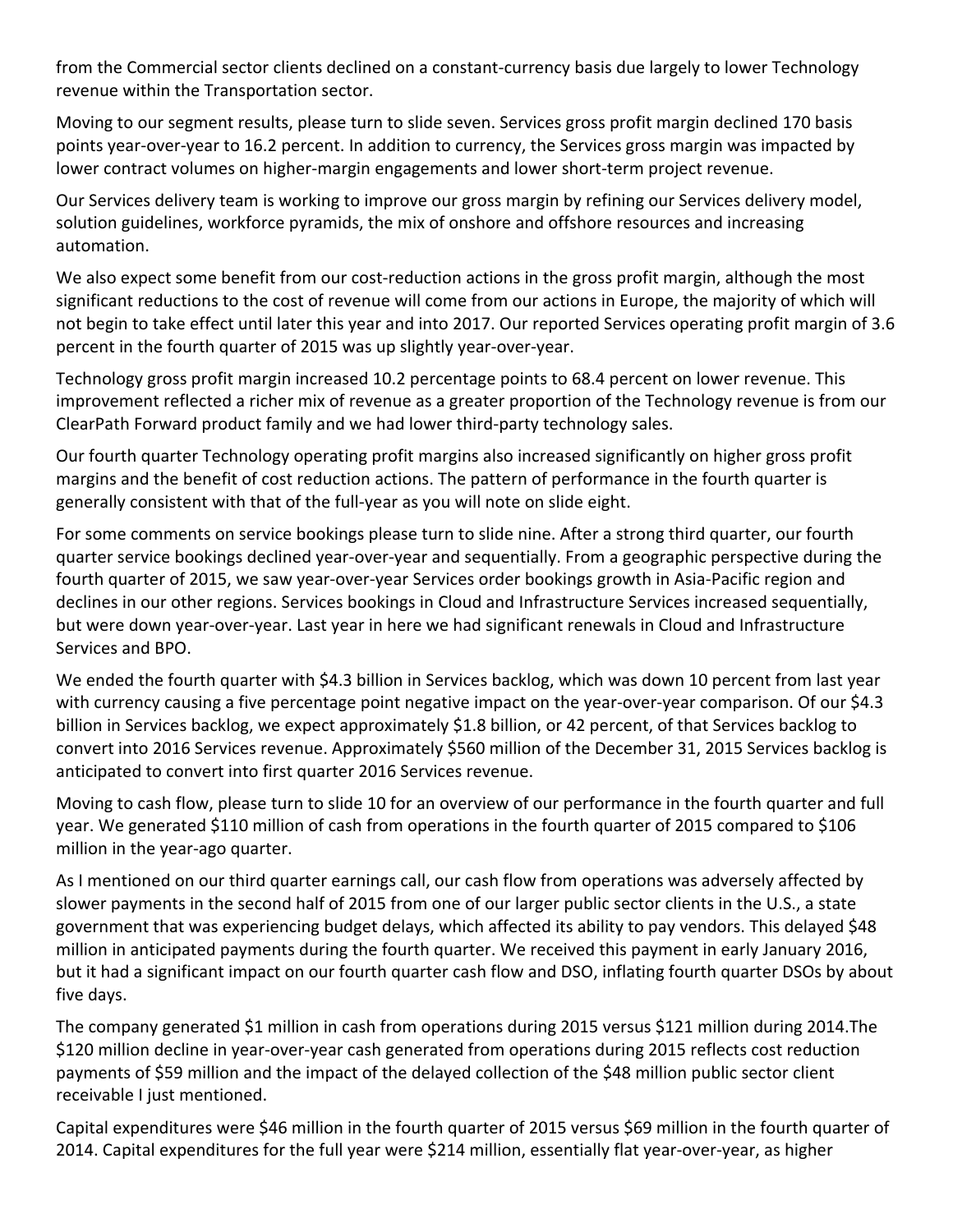from the Commercial sector clients declined on a constant-currency basis due largely to lower Technology revenue within the Transportation sector.

Moving to our segment results, please turn to slide seven. Services gross profit margin declined 170 basis points year-over-year to 16.2 percent. In addition to currency, the Services gross margin was impacted by lower contract volumes on higher-margin engagements and lower short-term project revenue.

Our Services delivery team is working to improve our gross margin by refining our Services delivery model, solution guidelines, workforce pyramids, the mix of onshore and offshore resources and increasing automation.

We also expect some benefit from our cost-reduction actions in the gross profit margin, although the most significant reductions to the cost of revenue will come from our actions in Europe, the majority of which will not begin to take effect until later this year and into 2017. Our reported Services operating profit margin of 3.6 percent in the fourth quarter of 2015 was up slightly year-over-year.

Technology gross profit margin increased 10.2 percentage points to 68.4 percent on lower revenue. This improvement reflected a richer mix of revenue as a greater proportion of the Technology revenue is from our ClearPath Forward product family and we had lower third-party technology sales.

Our fourth quarter Technology operating profit margins also increased significantly on higher gross profit margins and the benefit of cost reduction actions. The pattern of performance in the fourth quarter is generally consistent with that of the full-year as you will note on slide eight.

For some comments on service bookings please turn to slide nine. After a strong third quarter, our fourth quarter service bookings declined year-over-year and sequentially. From a geographic perspective during the fourth quarter of 2015, we saw year-over-year Services order bookings growth in Asia-Pacific region and declines in our other regions. Services bookings in Cloud and Infrastructure Services increased sequentially, but were down year-over-year. Last year in here we had significant renewals in Cloud and Infrastructure Services and BPO.

We ended the fourth quarter with $4.3 billion in Services backlog, which was down 10 percent from last year with currency causing a five percentage point negative impact on the year-over-year comparison. Of our $4.3 billion in Services backlog, we expect approximately $1.8 billion, or 42 percent, of that Services backlog to convert into 2016 Services revenue. Approximately $560 million of the December 31, 2015 Services backlog is anticipated to convert into first quarter 2016 Services revenue.

Moving to cash flow, please turn to slide 10 for an overview of our performance in the fourth quarter and full year. We generated $110 million of cash from operations in the fourth quarter of 2015 compared to $106 million in the year-ago quarter.

As I mentioned on our third quarter earnings call, our cash flow from operations was adversely affected by slower payments in the second half of 2015 from one of our larger public sector clients in the U.S., a state government that was experiencing budget delays, which affected its ability to pay vendors. This delayed $48 million in anticipated payments during the fourth quarter. We received this payment in early January 2016, but it had a significant impact on our fourth quarter cash flow and DSO, inflating fourth quarter DSOs by about five days.

The company generated $1 million in cash from operations during 2015 versus $121 million during 2014.The $120 million decline in year-over-year cash generated from operations during 2015 reflects cost reduction payments of $59 million and the impact of the delayed collection of the $48 million public sector client receivable I just mentioned.

Capital expenditures were $46 million in the fourth quarter of 2015 versus $69 million in the fourth quarter of 2014. Capital expenditures for the full year were $214 million, essentially flat year-over-year, as higher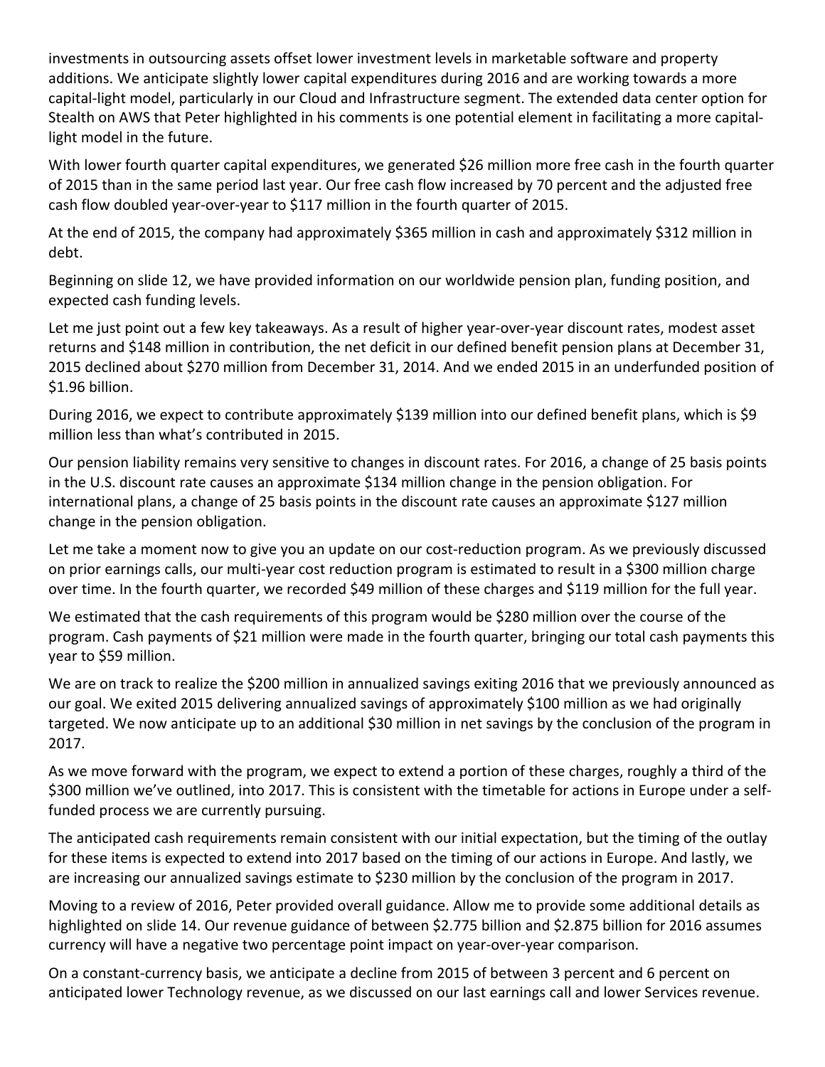investments in outsourcing assets offset lower investment levels in marketable software and property additions. We anticipate slightly lower capital expenditures during 2016 and are working towards a more capital-light model, particularly in our Cloud and Infrastructure segment. The extended data center option for Stealth on AWS that Peter highlighted in his comments is one potential element in facilitating a more capital-light model in the future.

With lower fourth quarter capital expenditures, we generated $26 million more free cash in the fourth quarter of 2015 than in the same period last year. Our free cash flow increased by 70 percent and the adjusted free cash flow doubled year-over-year to $117 million in the fourth quarter of 2015.

At the end of 2015, the company had approximately $365 million in cash and approximately $312 million in debt.

Beginning on slide 12, we have provided information on our worldwide pension plan, funding position, and expected cash funding levels.

Let me just point out a few key takeaways. As a result of higher year-over-year discount rates, modest asset returns and $148 million in contribution, the net deficit in our defined benefit pension plans at December 31, 2015 declined about $270 million from December 31, 2014. And we ended 2015 in an underfunded position of $1.96 billion.

During 2016, we expect to contribute approximately $139 million into our defined benefit plans, which is $9 million less than what's contributed in 2015.

Our pension liability remains very sensitive to changes in discount rates. For 2016, a change of 25 basis points in the U.S. discount rate causes an approximate $134 million change in the pension obligation. For international plans, a change of 25 basis points in the discount rate causes an approximate $127 million change in the pension obligation.

Let me take a moment now to give you an update on our cost-reduction program. As we previously discussed on prior earnings calls, our multi-year cost reduction program is estimated to result in a $300 million charge over time. In the fourth quarter, we recorded $49 million of these charges and $119 million for the full year.

We estimated that the cash requirements of this program would be $280 million over the course of the program. Cash payments of $21 million were made in the fourth quarter, bringing our total cash payments this year to $59 million.

We are on track to realize the $200 million in annualized savings exiting 2016 that we previously announced as our goal. We exited 2015 delivering annualized savings of approximately $100 million as we had originally targeted. We now anticipate up to an additional $30 million in net savings by the conclusion of the program in 2017.

As we move forward with the program, we expect to extend a portion of these charges, roughly a third of the $300 million we've outlined, into 2017. This is consistent with the timetable for actions in Europe under a self-funded process we are currently pursuing.

The anticipated cash requirements remain consistent with our initial expectation, but the timing of the outlay for these items is expected to extend into 2017 based on the timing of our actions in Europe. And lastly, we are increasing our annualized savings estimate to $230 million by the conclusion of the program in 2017.

Moving to a review of 2016, Peter provided overall guidance. Allow me to provide some additional details as highlighted on slide 14. Our revenue guidance of between $2.775 billion and $2.875 billion for 2016 assumes currency will have a negative two percentage point impact on year-over-year comparison.

On a constant-currency basis, we anticipate a decline from 2015 of between 3 percent and 6 percent on anticipated lower Technology revenue, as we discussed on our last earnings call and lower Services revenue.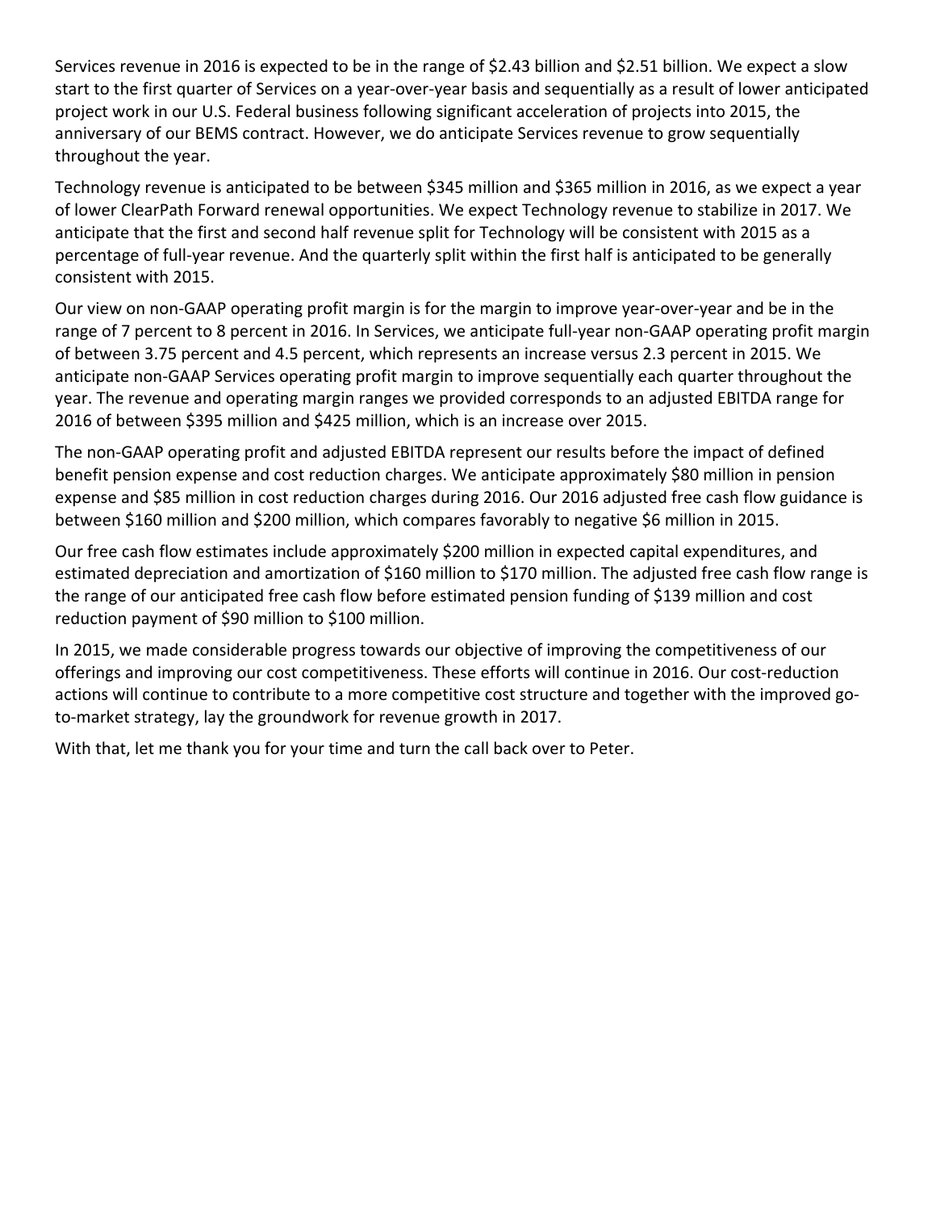Services revenue in 2016 is expected to be in the range of $2.43 billion and $2.51 billion. We expect a slow start to the first quarter of Services on a year-over-year basis and sequentially as a result of lower anticipated project work in our U.S. Federal business following significant acceleration of projects into 2015, the anniversary of our BEMS contract. However, we do anticipate Services revenue to grow sequentially throughout the year.

Technology revenue is anticipated to be between $345 million and $365 million in 2016, as we expect a year of lower ClearPath Forward renewal opportunities. We expect Technology revenue to stabilize in 2017. We anticipate that the first and second half revenue split for Technology will be consistent with 2015 as a percentage of full-year revenue. And the quarterly split within the first half is anticipated to be generally consistent with 2015.

Our view on non-GAAP operating profit margin is for the margin to improve year-over-year and be in the range of 7 percent to 8 percent in 2016. In Services, we anticipate full-year non-GAAP operating profit margin of between 3.75 percent and 4.5 percent, which represents an increase versus 2.3 percent in 2015. We anticipate non-GAAP Services operating profit margin to improve sequentially each quarter throughout the year. The revenue and operating margin ranges we provided corresponds to an adjusted EBITDA range for 2016 of between $395 million and $425 million, which is an increase over 2015.

The non-GAAP operating profit and adjusted EBITDA represent our results before the impact of defined benefit pension expense and cost reduction charges. We anticipate approximately $80 million in pension expense and $85 million in cost reduction charges during 2016. Our 2016 adjusted free cash flow guidance is between $160 million and $200 million, which compares favorably to negative $6 million in 2015.

Our free cash flow estimates include approximately $200 million in expected capital expenditures, and estimated depreciation and amortization of $160 million to $170 million. The adjusted free cash flow range is the range of our anticipated free cash flow before estimated pension funding of $139 million and cost reduction payment of $90 million to $100 million.

In 2015, we made considerable progress towards our objective of improving the competitiveness of our offerings and improving our cost competitiveness. These efforts will continue in 2016. Our cost-reduction actions will continue to contribute to a more competitive cost structure and together with the improved go-to-market strategy, lay the groundwork for revenue growth in 2017.

With that, let me thank you for your time and turn the call back over to Peter.